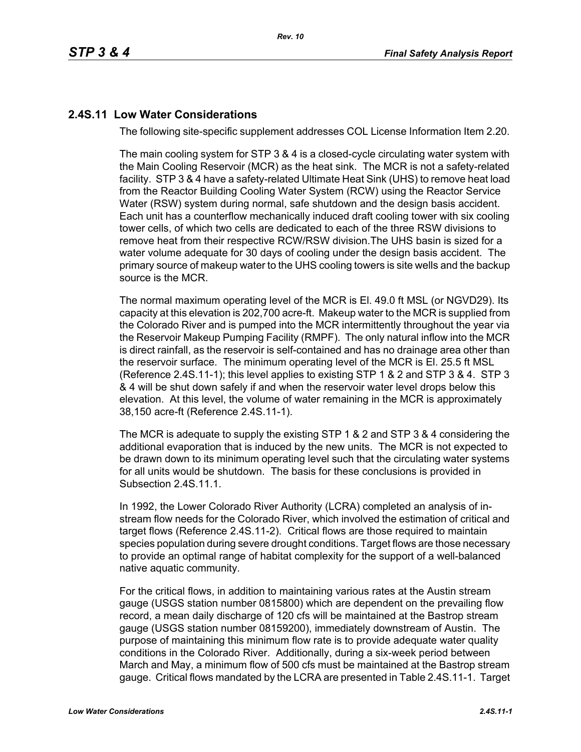## 2.4S.11 Low Water Considerations

The following site-specific supplement addresses COL License Information Item 2.20.

The main cooling system for STP 3 & 4 is a closed-cycle circulating water system with the Main Cooling Reservoir (MCR) as the heat sink. The MCR is not a safety-related facility. STP 3 & 4 have a safety-related Ultimate Heat Sink (UHS) to remove heat load from the Reactor Building Cooling Water System (RCW) using the Reactor Service Water (RSW) system during normal, safe shutdown and the design basis accident. Each unit has a counterflow mechanically induced draft cooling tower with six cooling tower cells, of which two cells are dedicated to each of the three RSW divisions to remove heat from their respective RCW/RSW division.The UHS basin is sized for a water volume adequate for 30 days of cooling under the design basis accident. The primary source of makeup water to the UHS cooling towers is site wells and the backup source is the MCR.

The normal maximum operating level of the MCR is El. 49.0 ft MSL (or NGVD29). Its capacity at this elevation is 202,700 acre-ft. Makeup water to the MCR is supplied from the Colorado River and is pumped into the MCR intermittently throughout the year via the Reservoir Makeup Pumping Facility (RMPF). The only natural inflow into the MCR is direct rainfall, as the reservoir is self-contained and has no drainage area other than the reservoir surface. The minimum operating level of the MCR is El. 25.5 ft MSL (Reference 2.4S.11-1); this level applies to existing STP 1 & 2 and STP 3 & 4. STP 3 & 4 will be shut down safely if and when the reservoir water level drops below this elevation. At this level, the volume of water remaining in the MCR is approximately 38,150 acre-ft (Reference 2.4S.11-1).

The MCR is adequate to supply the existing STP 1 & 2 and STP 3 & 4 considering the additional evaporation that is induced by the new units. The MCR is not expected to be drawn down to its minimum operating level such that the circulating water systems for all units would be shutdown. The basis for these conclusions is provided in Subsection 2.4S.11.1.

In 1992, the Lower Colorado River Authority (LCRA) completed an analysis of in-stream flow needs for the Colorado River, which involved the estimation of critical and target flows (Reference 2.4S.11-2). Critical flows are those required to maintain species population during severe drought conditions. Target flows are those necessary to provide an optimal range of habitat complexity for the support of a well-balanced native aquatic community.

For the critical flows, in addition to maintaining various rates at the Austin stream gauge (USGS station number 0815800) which are dependent on the prevailing flow record, a mean daily discharge of 120 cfs will be maintained at the Bastrop stream gauge (USGS station number 08159200), immediately downstream of Austin. The purpose of maintaining this minimum flow rate is to provide adequate water quality conditions in the Colorado River. Additionally, during a six-week period between March and May, a minimum flow of 500 cfs must be maintained at the Bastrop stream gauge. Critical flows mandated by the LCRA are presented in Table 2.4S.11-1. Target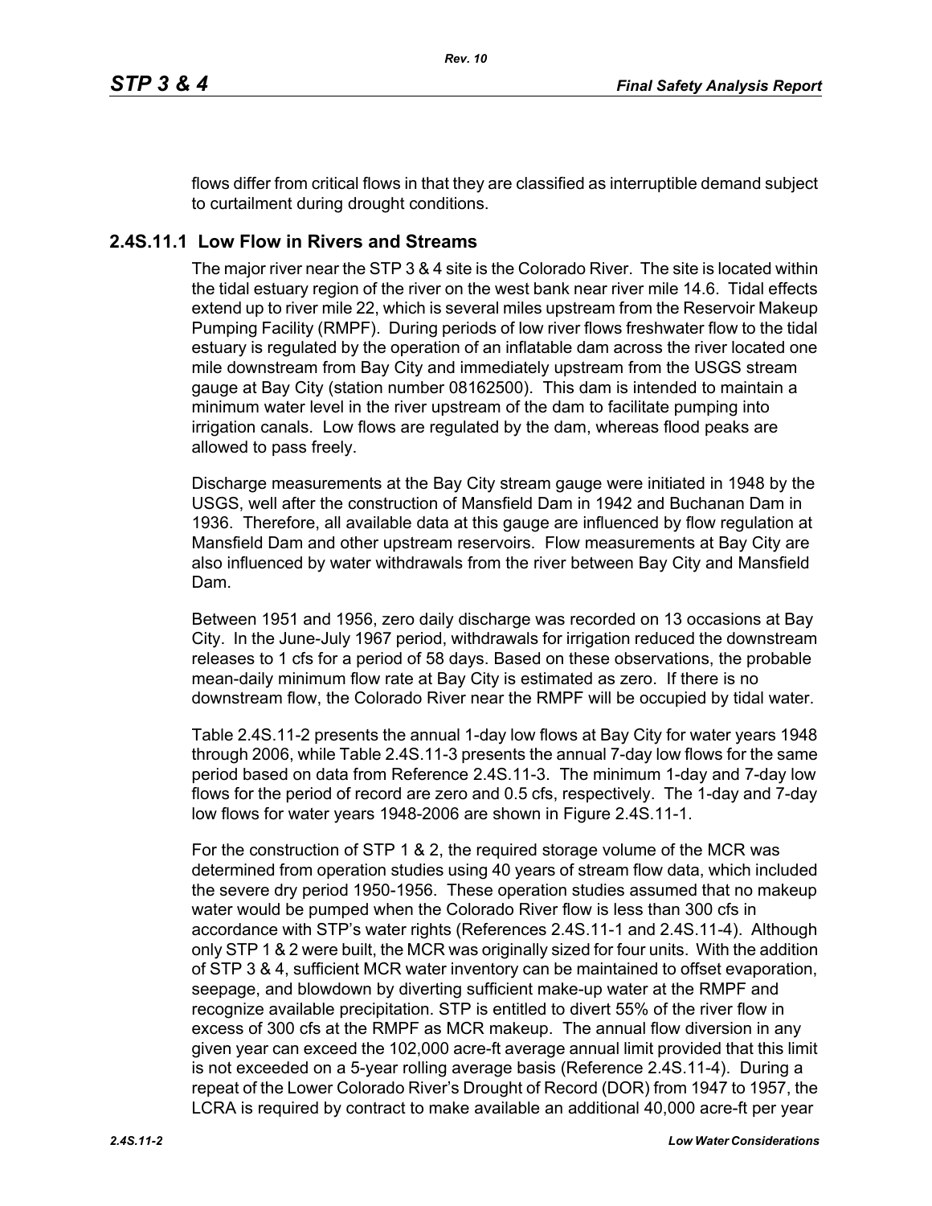flows differ from critical flows in that they are classified as interruptible demand subject to curtailment during drought conditions.

## 2.4S.11.1 Low Flow in Rivers and Streams

The major river near the STP 3 & 4 site is the Colorado River. The site is located within the tidal estuary region of the river on the west bank near river mile 14.6. Tidal effects extend up to river mile 22, which is several miles upstream from the Reservoir Makeup Pumping Facility (RMPF). During periods of low river flows freshwater flow to the tidal estuary is regulated by the operation of an inflatable dam across the river located one mile downstream from Bay City and immediately upstream from the USGS stream gauge at Bay City (station number 08162500). This dam is intended to maintain a minimum water level in the river upstream of the dam to facilitate pumping into irrigation canals. Low flows are regulated by the dam, whereas flood peaks are allowed to pass freely.

Discharge measurements at the Bay City stream gauge were initiated in 1948 by the USGS, well after the construction of Mansfield Dam in 1942 and Buchanan Dam in 1936. Therefore, all available data at this gauge are influenced by flow regulation at Mansfield Dam and other upstream reservoirs. Flow measurements at Bay City are also influenced by water withdrawals from the river between Bay City and Mansfield Dam.

Between 1951 and 1956, zero daily discharge was recorded on 13 occasions at Bay City. In the June-July 1967 period, withdrawals for irrigation reduced the downstream releases to 1 cfs for a period of 58 days. Based on these observations, the probable mean-daily minimum flow rate at Bay City is estimated as zero. If there is no downstream flow, the Colorado River near the RMPF will be occupied by tidal water.

Table 2.4S.11-2 presents the annual 1-day low flows at Bay City for water years 1948 through 2006, while Table 2.4S.11-3 presents the annual 7-day low flows for the same period based on data from Reference 2.4S.11-3. The minimum 1-day and 7-day low flows for the period of record are zero and 0.5 cfs, respectively. The 1-day and 7-day low flows for water years 1948-2006 are shown in Figure 2.4S.11-1.

For the construction of STP 1 & 2, the required storage volume of the MCR was determined from operation studies using 40 years of stream flow data, which included the severe dry period 1950-1956. These operation studies assumed that no makeup water would be pumped when the Colorado River flow is less than 300 cfs in accordance with STP's water rights (References 2.4S.11-1 and 2.4S.11-4). Although only STP 1 & 2 were built, the MCR was originally sized for four units. With the addition of STP 3 & 4, sufficient MCR water inventory can be maintained to offset evaporation, seepage, and blowdown by diverting sufficient make-up water at the RMPF and recognize available precipitation. STP is entitled to divert 55% of the river flow in excess of 300 cfs at the RMPF as MCR makeup. The annual flow diversion in any given year can exceed the 102,000 acre-ft average annual limit provided that this limit is not exceeded on a 5-year rolling average basis (Reference 2.4S.11-4). During a repeat of the Lower Colorado River's Drought of Record (DOR) from 1947 to 1957, the LCRA is required by contract to make available an additional 40,000 acre-ft per year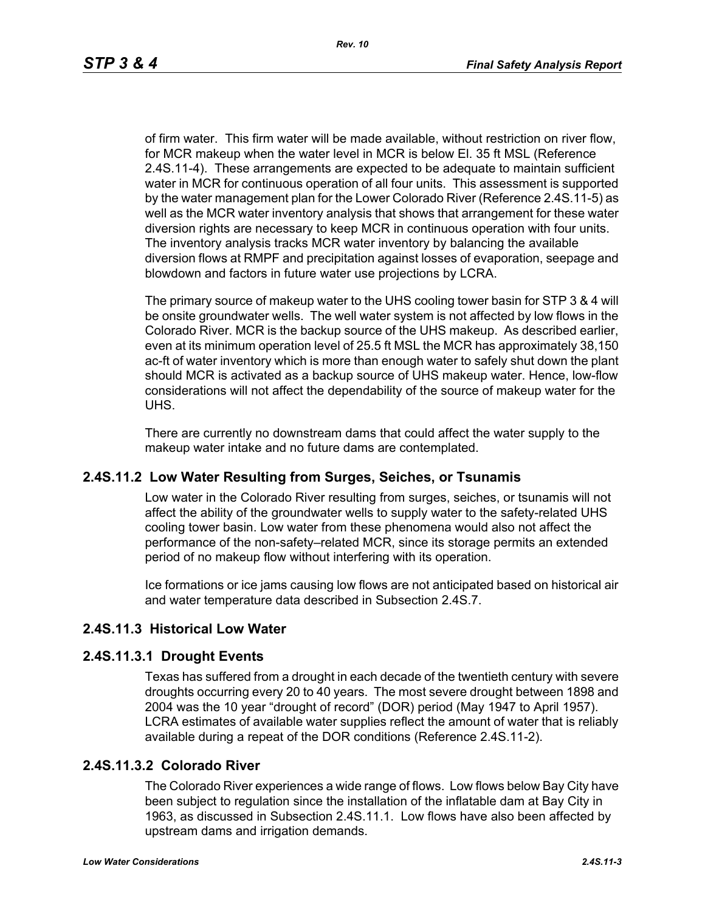of firm water. This firm water will be made available, without restriction on river flow, for MCR makeup when the water level in MCR is below El. 35 ft MSL (Reference 2.4S.11-4). These arrangements are expected to be adequate to maintain sufficient water in MCR for continuous operation of all four units. This assessment is supported by the water management plan for the Lower Colorado River (Reference 2.4S.11-5) as well as the MCR water inventory analysis that shows that arrangement for these water diversion rights are necessary to keep MCR in continuous operation with four units. The inventory analysis tracks MCR water inventory by balancing the available diversion flows at RMPF and precipitation against losses of evaporation, seepage and blowdown and factors in future water use projections by LCRA.

The primary source of makeup water to the UHS cooling tower basin for STP 3 & 4 will be onsite groundwater wells. The well water system is not affected by low flows in the Colorado River. MCR is the backup source of the UHS makeup. As described earlier, even at its minimum operation level of 25.5 ft MSL the MCR has approximately 38,150 ac-ft of water inventory which is more than enough water to safely shut down the plant should MCR is activated as a backup source of UHS makeup water. Hence, low-flow considerations will not affect the dependability of the source of makeup water for the UHS.

There are currently no downstream dams that could affect the water supply to the makeup water intake and no future dams are contemplated.

## 2.4S.11.2 Low Water Resulting from Surges, Seiches, or Tsunamis

Low water in the Colorado River resulting from surges, seiches, or tsunamis will not affect the ability of the groundwater wells to supply water to the safety-related UHS cooling tower basin. Low water from these phenomena would also not affect the performance of the non-safety–related MCR, since its storage permits an extended period of no makeup flow without interfering with its operation.

Ice formations or ice jams causing low flows are not anticipated based on historical air and water temperature data described in Subsection 2.4S.7.

## 2.4S.11.3 Historical Low Water

### 2.4S.11.3.1 Drought Events

Texas has suffered from a drought in each decade of the twentieth century with severe droughts occurring every 20 to 40 years. The most severe drought between 1898 and 2004 was the 10 year "drought of record" (DOR) period (May 1947 to April 1957). LCRA estimates of available water supplies reflect the amount of water that is reliably available during a repeat of the DOR conditions (Reference 2.4S.11-2).

### 2.4S.11.3.2 Colorado River

The Colorado River experiences a wide range of flows. Low flows below Bay City have been subject to regulation since the installation of the inflatable dam at Bay City in 1963, as discussed in Subsection 2.4S.11.1. Low flows have also been affected by upstream dams and irrigation demands.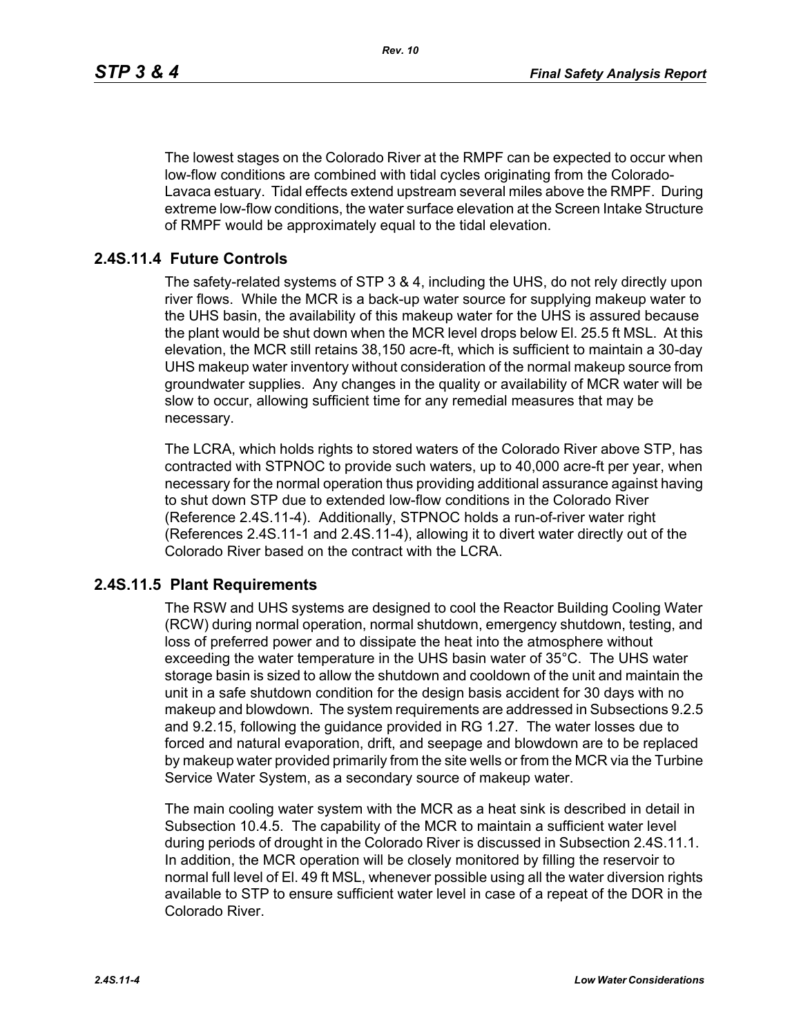The lowest stages on the Colorado River at the RMPF can be expected to occur when low-flow conditions are combined with tidal cycles originating from the Colorado-Lavaca estuary. Tidal effects extend upstream several miles above the RMPF. During extreme low-flow conditions, the water surface elevation at the Screen Intake Structure of RMPF would be approximately equal to the tidal elevation.

## 2.4S.11.4 Future Controls

The safety-related systems of STP 3 & 4, including the UHS, do not rely directly upon river flows. While the MCR is a back-up water source for supplying makeup water to the UHS basin, the availability of this makeup water for the UHS is assured because the plant would be shut down when the MCR level drops below El. 25.5 ft MSL. At this elevation, the MCR still retains 38,150 acre-ft, which is sufficient to maintain a 30-day UHS makeup water inventory without consideration of the normal makeup source from groundwater supplies. Any changes in the quality or availability of MCR water will be slow to occur, allowing sufficient time for any remedial measures that may be necessary.

The LCRA, which holds rights to stored waters of the Colorado River above STP, has contracted with STPNOC to provide such waters, up to 40,000 acre-ft per year, when necessary for the normal operation thus providing additional assurance against having to shut down STP due to extended low-flow conditions in the Colorado River (Reference 2.4S.11-4). Additionally, STPNOC holds a run-of-river water right (References 2.4S.11-1 and 2.4S.11-4), allowing it to divert water directly out of the Colorado River based on the contract with the LCRA.

## 2.4S.11.5 Plant Requirements

The RSW and UHS systems are designed to cool the Reactor Building Cooling Water (RCW) during normal operation, normal shutdown, emergency shutdown, testing, and loss of preferred power and to dissipate the heat into the atmosphere without exceeding the water temperature in the UHS basin water of 35°C. The UHS water storage basin is sized to allow the shutdown and cooldown of the unit and maintain the unit in a safe shutdown condition for the design basis accident for 30 days with no makeup and blowdown. The system requirements are addressed in Subsections 9.2.5 and 9.2.15, following the guidance provided in RG 1.27. The water losses due to forced and natural evaporation, drift, and seepage and blowdown are to be replaced by makeup water provided primarily from the site wells or from the MCR via the Turbine Service Water System, as a secondary source of makeup water.

The main cooling water system with the MCR as a heat sink is described in detail in Subsection 10.4.5. The capability of the MCR to maintain a sufficient water level during periods of drought in the Colorado River is discussed in Subsection 2.4S.11.1. In addition, the MCR operation will be closely monitored by filling the reservoir to normal full level of El. 49 ft MSL, whenever possible using all the water diversion rights available to STP to ensure sufficient water level in case of a repeat of the DOR in the Colorado River.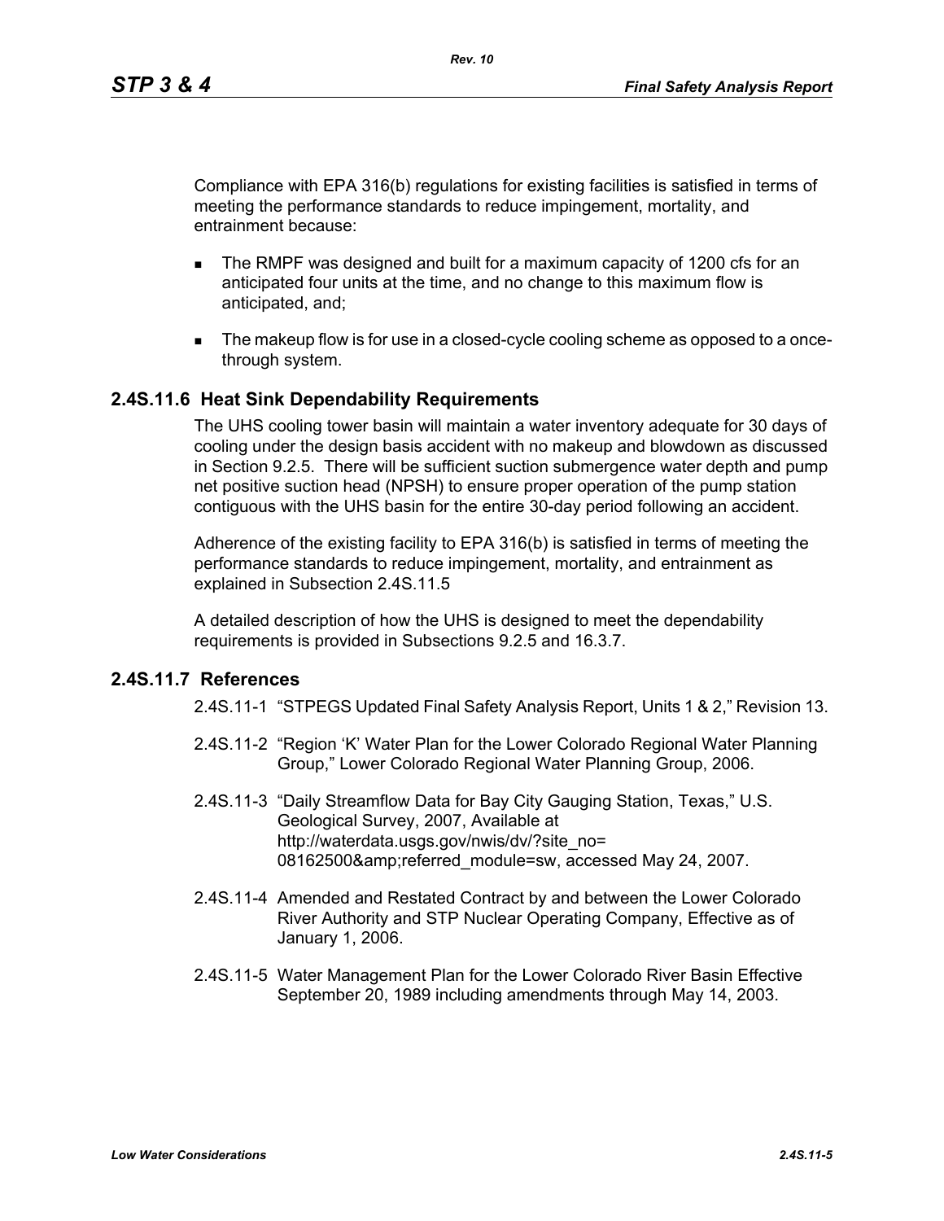Compliance with EPA 316(b) regulations for existing facilities is satisfied in terms of meeting the performance standards to reduce impingement, mortality, and entrainment because:

- The RMPF was designed and built for a maximum capacity of 1200 cfs for an anticipated four units at the time, and no change to this maximum flow is anticipated, and;
- The makeup flow is for use in a closed-cycle cooling scheme as opposed to a once-through system.

## 2.4S.11.6 Heat Sink Dependability Requirements

The UHS cooling tower basin will maintain a water inventory adequate for 30 days of cooling under the design basis accident with no makeup and blowdown as discussed in Section 9.2.5. There will be sufficient suction submergence water depth and pump net positive suction head (NPSH) to ensure proper operation of the pump station contiguous with the UHS basin for the entire 30-day period following an accident.

Adherence of the existing facility to EPA 316(b) is satisfied in terms of meeting the performance standards to reduce impingement, mortality, and entrainment as explained in Subsection 2.4S.11.5

A detailed description of how the UHS is designed to meet the dependability requirements is provided in Subsections 9.2.5 and 16.3.7.

## 2.4S.11.7 References

2.4S.11-1 "STPEGS Updated Final Safety Analysis Report, Units 1 & 2," Revision 13.

2.4S.11-2 "Region 'K' Water Plan for the Lower Colorado Regional Water Planning Group," Lower Colorado Regional Water Planning Group, 2006.

2.4S.11-3 "Daily Streamflow Data for Bay City Gauging Station, Texas," U.S. Geological Survey, 2007, Available at http://waterdata.usgs.gov/nwis/dv/?site_no=08162500&amp;referred_module=sw, accessed May 24, 2007.

2.4S.11-4 Amended and Restated Contract by and between the Lower Colorado River Authority and STP Nuclear Operating Company, Effective as of January 1, 2006.

2.4S.11-5 Water Management Plan for the Lower Colorado River Basin Effective September 20, 1989 including amendments through May 14, 2003.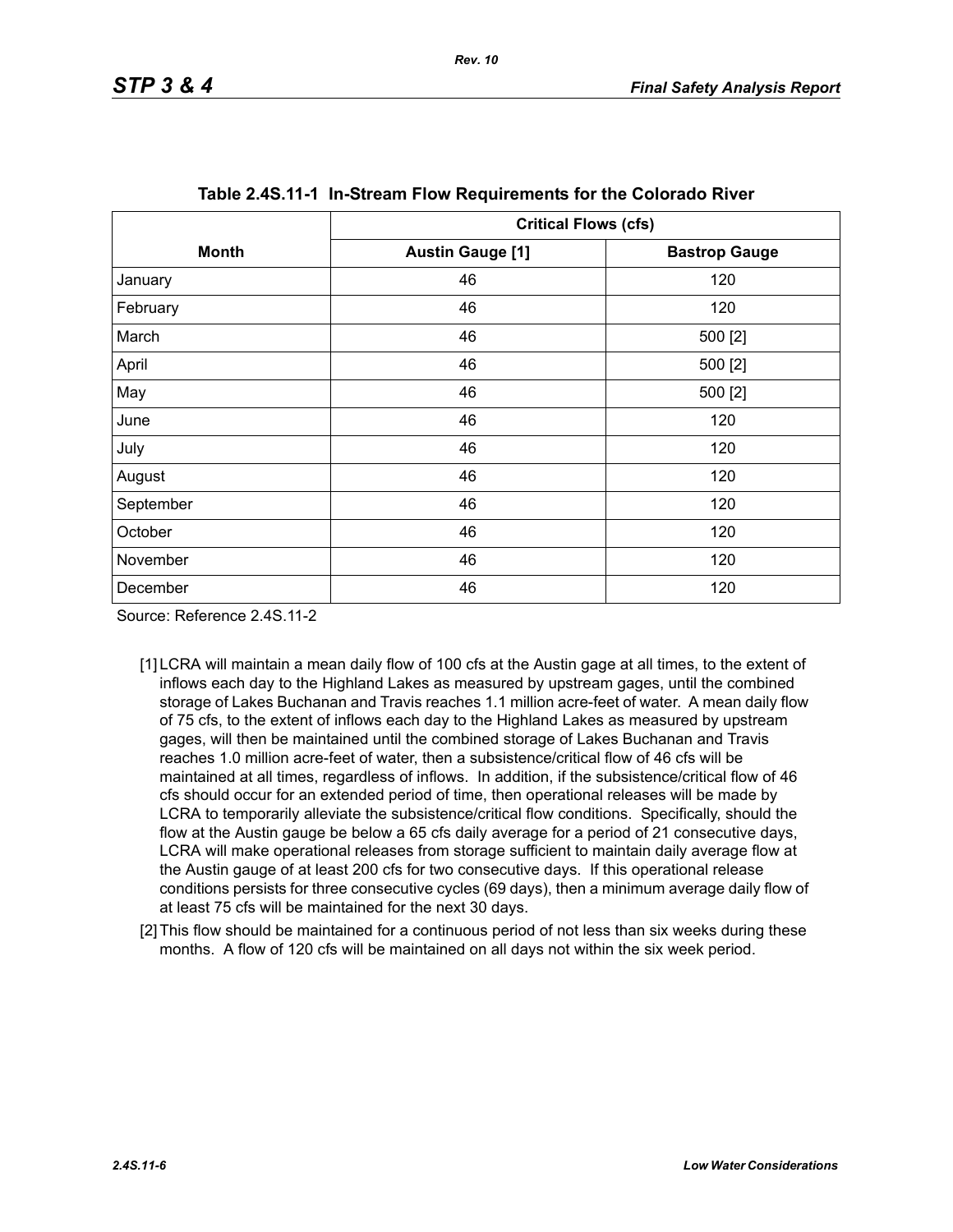**Table 2.4S.11-1 In-Stream Flow Requirements for the Colorado River**

| Month | Critical Flows (cfs) | |
|---|---|---|
| | **Austin Gauge [1]** | **Bastrop Gauge** |
| January | 46 | 120 |
| February | 46 | 120 |
| March | 46 | 500 [2] |
| April | 46 | 500 [2] |
| May | 46 | 500 [2] |
| June | 46 | 120 |
| July | 46 | 120 |
| August | 46 | 120 |
| September | 46 | 120 |
| October | 46 | 120 |
| November | 46 | 120 |
| December | 46 | 120 |

Source: Reference 2.4S.11-2

[1] LCRA will maintain a mean daily flow of 100 cfs at the Austin gage at all times, to the extent of inflows each day to the Highland Lakes as measured by upstream gages, until the combined storage of Lakes Buchanan and Travis reaches 1.1 million acre-feet of water. A mean daily flow of 75 cfs, to the extent of inflows each day to the Highland Lakes as measured by upstream gages, will then be maintained until the combined storage of Lakes Buchanan and Travis reaches 1.0 million acre-feet of water, then a subsistence/critical flow of 46 cfs will be maintained at all times, regardless of inflows. In addition, if the subsistence/critical flow of 46 cfs should occur for an extended period of time, then operational releases will be made by LCRA to temporarily alleviate the subsistence/critical flow conditions. Specifically, should the flow at the Austin gauge be below a 65 cfs daily average for a period of 21 consecutive days, LCRA will make operational releases from storage sufficient to maintain daily average flow at the Austin gauge of at least 200 cfs for two consecutive days. If this operational release conditions persists for three consecutive cycles (69 days), then a minimum average daily flow of at least 75 cfs will be maintained for the next 30 days.

[2] This flow should be maintained for a continuous period of not less than six weeks during these months. A flow of 120 cfs will be maintained on all days not within the six week period.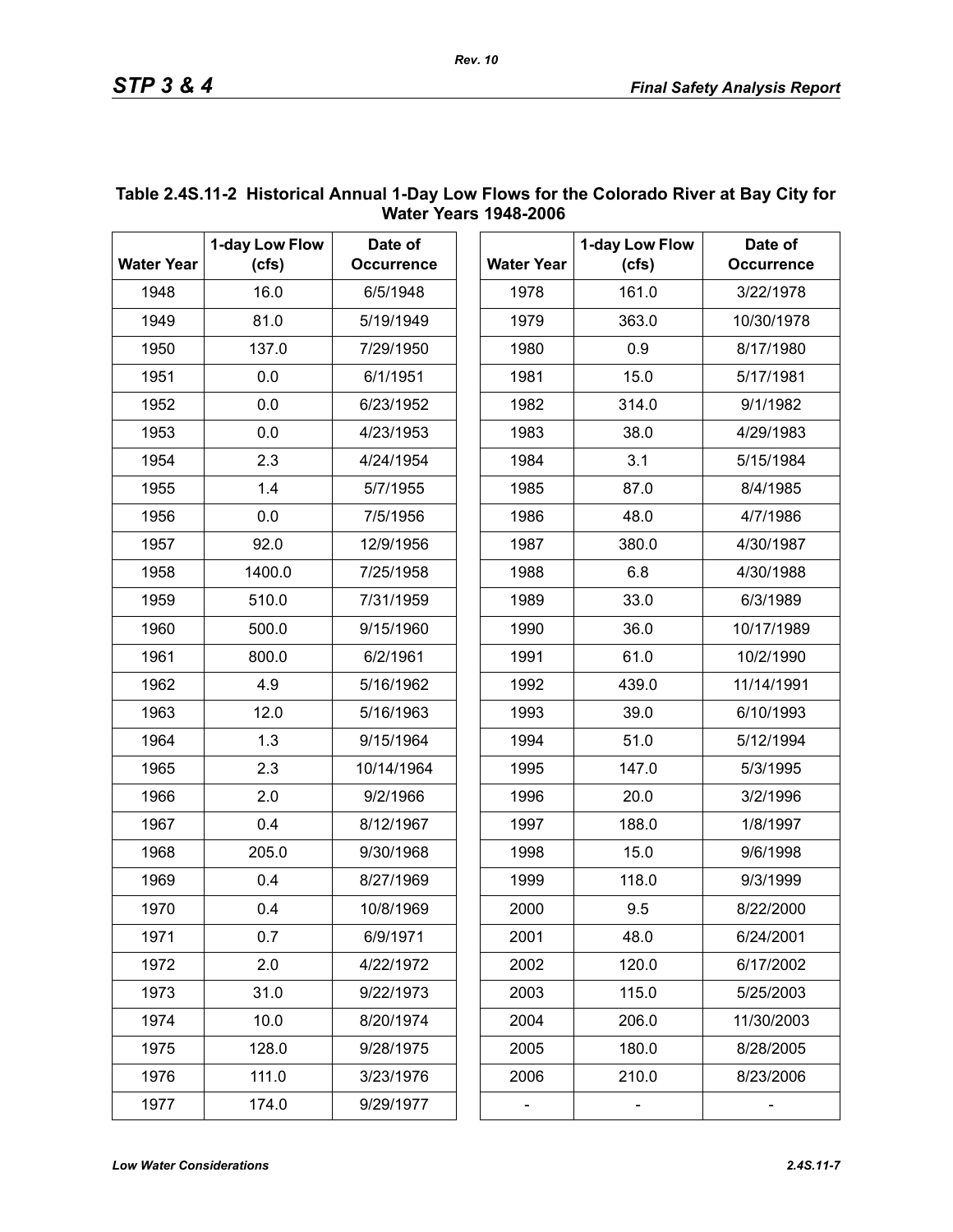**Table 2.4S.11-2 Historical Annual 1-Day Low Flows for the Colorado River at Bay City for Water Years 1948-2006**

| Water Year | 1-day Low Flow (cfs) | Date of Occurrence | Water Year | 1-day Low Flow (cfs) | Date of Occurrence |
|---|---|---|---|---|---|
| 1948 | 16.0 | 6/5/1948 | 1978 | 161.0 | 3/22/1978 |
| 1949 | 81.0 | 5/19/1949 | 1979 | 363.0 | 10/30/1978 |
| 1950 | 137.0 | 7/29/1950 | 1980 | 0.9 | 8/17/1980 |
| 1951 | 0.0 | 6/1/1951 | 1981 | 15.0 | 5/17/1981 |
| 1952 | 0.0 | 6/23/1952 | 1982 | 314.0 | 9/1/1982 |
| 1953 | 0.0 | 4/23/1953 | 1983 | 38.0 | 4/29/1983 |
| 1954 | 2.3 | 4/24/1954 | 1984 | 3.1 | 5/15/1984 |
| 1955 | 1.4 | 5/7/1955 | 1985 | 87.0 | 8/4/1985 |
| 1956 | 0.0 | 7/5/1956 | 1986 | 48.0 | 4/7/1986 |
| 1957 | 92.0 | 12/9/1956 | 1987 | 380.0 | 4/30/1987 |
| 1958 | 1400.0 | 7/25/1958 | 1988 | 6.8 | 4/30/1988 |
| 1959 | 510.0 | 7/31/1959 | 1989 | 33.0 | 6/3/1989 |
| 1960 | 500.0 | 9/15/1960 | 1990 | 36.0 | 10/17/1989 |
| 1961 | 800.0 | 6/2/1961 | 1991 | 61.0 | 10/2/1990 |
| 1962 | 4.9 | 5/16/1962 | 1992 | 439.0 | 11/14/1991 |
| 1963 | 12.0 | 5/16/1963 | 1993 | 39.0 | 6/10/1993 |
| 1964 | 1.3 | 9/15/1964 | 1994 | 51.0 | 5/12/1994 |
| 1965 | 2.3 | 10/14/1964 | 1995 | 147.0 | 5/3/1995 |
| 1966 | 2.0 | 9/2/1966 | 1996 | 20.0 | 3/2/1996 |
| 1967 | 0.4 | 8/12/1967 | 1997 | 188.0 | 1/8/1997 |
| 1968 | 205.0 | 9/30/1968 | 1998 | 15.0 | 9/6/1998 |
| 1969 | 0.4 | 8/27/1969 | 1999 | 118.0 | 9/3/1999 |
| 1970 | 0.4 | 10/8/1969 | 2000 | 9.5 | 8/22/2000 |
| 1971 | 0.7 | 6/9/1971 | 2001 | 48.0 | 6/24/2001 |
| 1972 | 2.0 | 4/22/1972 | 2002 | 120.0 | 6/17/2002 |
| 1973 | 31.0 | 9/22/1973 | 2003 | 115.0 | 5/25/2003 |
| 1974 | 10.0 | 8/20/1974 | 2004 | 206.0 | 11/30/2003 |
| 1975 | 128.0 | 9/28/1975 | 2005 | 180.0 | 8/28/2005 |
| 1976 | 111.0 | 3/23/1976 | 2006 | 210.0 | 8/23/2006 |
| 1977 | 174.0 | 9/29/1977 | - | - | - |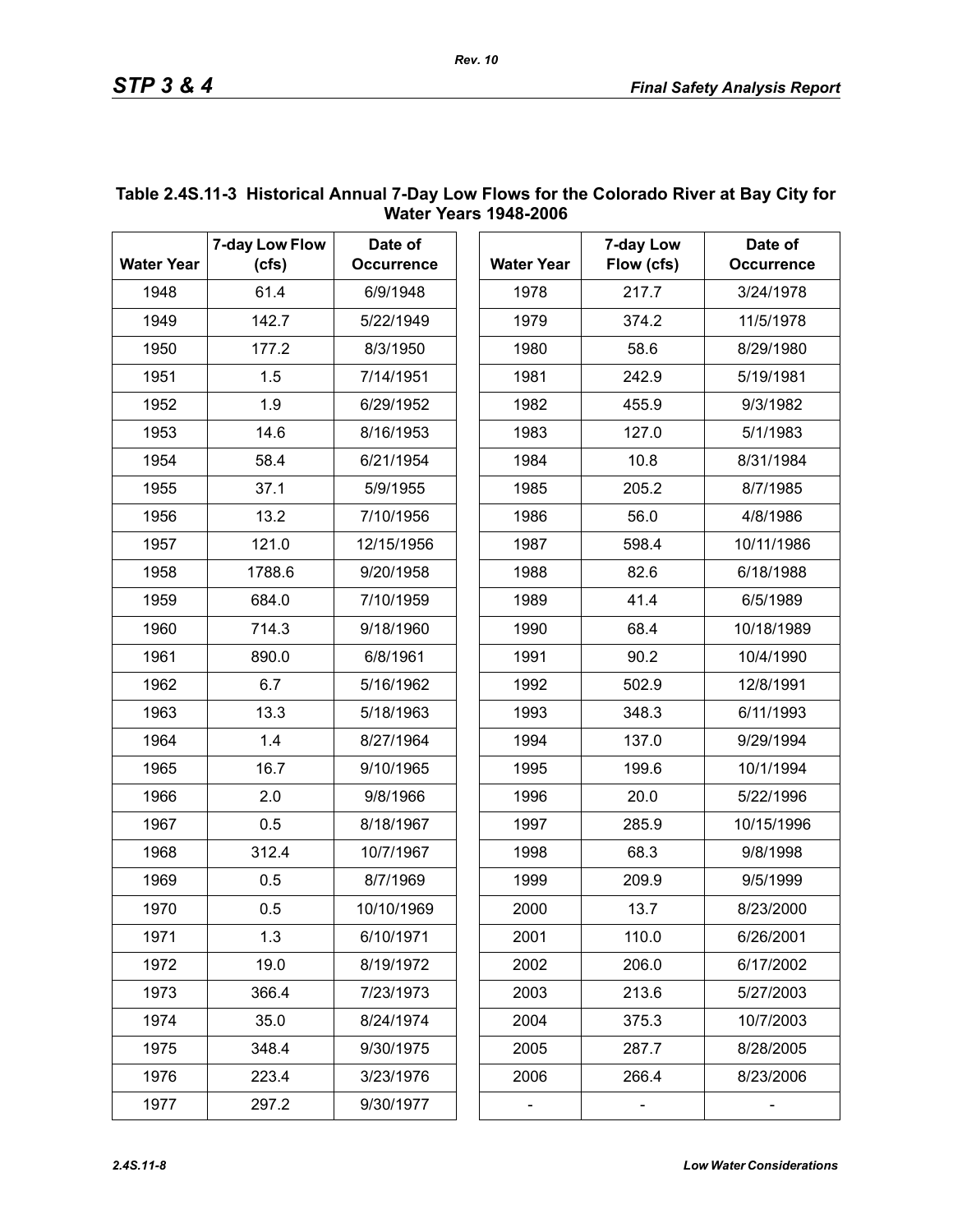**Table 2.4S.11-3 Historical Annual 7-Day Low Flows for the Colorado River at Bay City for Water Years 1948-2006**

| Water Year | 7-day Low Flow (cfs) | Date of Occurrence | Water Year | 7-day Low Flow (cfs) | Date of Occurrence |
|---|---|---|---|---|---|
| 1948 | 61.4 | 6/9/1948 | 1978 | 217.7 | 3/24/1978 |
| 1949 | 142.7 | 5/22/1949 | 1979 | 374.2 | 11/5/1978 |
| 1950 | 177.2 | 8/3/1950 | 1980 | 58.6 | 8/29/1980 |
| 1951 | 1.5 | 7/14/1951 | 1981 | 242.9 | 5/19/1981 |
| 1952 | 1.9 | 6/29/1952 | 1982 | 455.9 | 9/3/1982 |
| 1953 | 14.6 | 8/16/1953 | 1983 | 127.0 | 5/1/1983 |
| 1954 | 58.4 | 6/21/1954 | 1984 | 10.8 | 8/31/1984 |
| 1955 | 37.1 | 5/9/1955 | 1985 | 205.2 | 8/7/1985 |
| 1956 | 13.2 | 7/10/1956 | 1986 | 56.0 | 4/8/1986 |
| 1957 | 121.0 | 12/15/1956 | 1987 | 598.4 | 10/11/1986 |
| 1958 | 1788.6 | 9/20/1958 | 1988 | 82.6 | 6/18/1988 |
| 1959 | 684.0 | 7/10/1959 | 1989 | 41.4 | 6/5/1989 |
| 1960 | 714.3 | 9/18/1960 | 1990 | 68.4 | 10/18/1989 |
| 1961 | 890.0 | 6/8/1961 | 1991 | 90.2 | 10/4/1990 |
| 1962 | 6.7 | 5/16/1962 | 1992 | 502.9 | 12/8/1991 |
| 1963 | 13.3 | 5/18/1963 | 1993 | 348.3 | 6/11/1993 |
| 1964 | 1.4 | 8/27/1964 | 1994 | 137.0 | 9/29/1994 |
| 1965 | 16.7 | 9/10/1965 | 1995 | 199.6 | 10/1/1994 |
| 1966 | 2.0 | 9/8/1966 | 1996 | 20.0 | 5/22/1996 |
| 1967 | 0.5 | 8/18/1967 | 1997 | 285.9 | 10/15/1996 |
| 1968 | 312.4 | 10/7/1967 | 1998 | 68.3 | 9/8/1998 |
| 1969 | 0.5 | 8/7/1969 | 1999 | 209.9 | 9/5/1999 |
| 1970 | 0.5 | 10/10/1969 | 2000 | 13.7 | 8/23/2000 |
| 1971 | 1.3 | 6/10/1971 | 2001 | 110.0 | 6/26/2001 |
| 1972 | 19.0 | 8/19/1972 | 2002 | 206.0 | 6/17/2002 |
| 1973 | 366.4 | 7/23/1973 | 2003 | 213.6 | 5/27/2003 |
| 1974 | 35.0 | 8/24/1974 | 2004 | 375.3 | 10/7/2003 |
| 1975 | 348.4 | 9/30/1975 | 2005 | 287.7 | 8/28/2005 |
| 1976 | 223.4 | 3/23/1976 | 2006 | 266.4 | 8/23/2006 |
| 1977 | 297.2 | 9/30/1977 | - | - | - |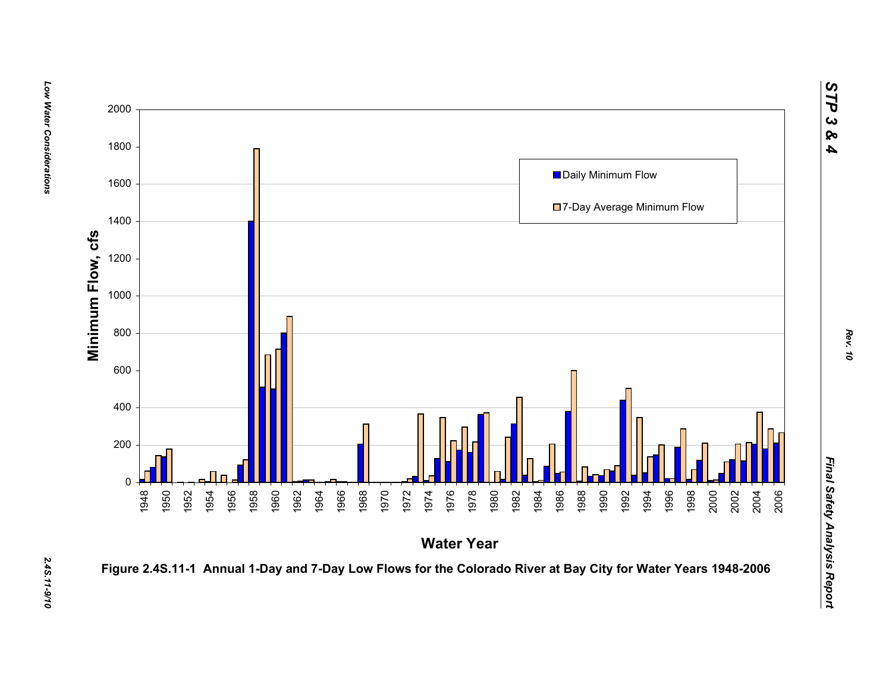2000
1800
1600
1400
1200
1000
800
600
400
200
0

Minimum Flow, cfs

Daily Minimum Flow

7-Day Average Minimum Flow

1948
1950
1952
1954
1956
1958
1960
1962
1964
1966
1968
1970
1972
1974
1976
1978
1980
1982
1984
1986
1988
1990
1992
1994
1996
1998
2000
2002
2004
2006

Water Year

**Figure 2.4S.11-1 Annual 1-Day and 7-Day Low Flows for the Colorado River at Bay City for Water Years 1948-2006**